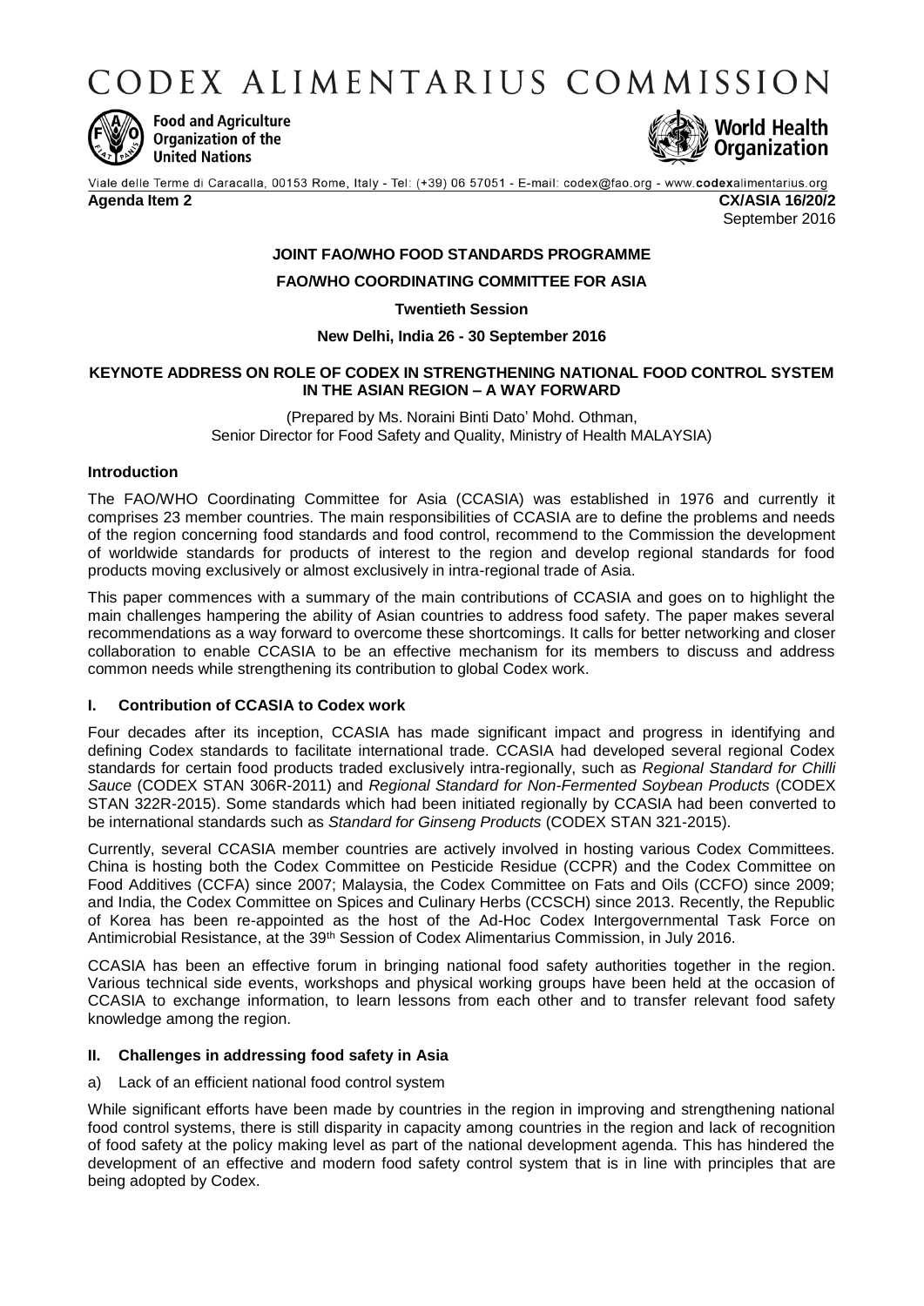# CODEX ALIMENTARIUS COMMISSION

Food and Agriculture Organization of the United Nations

World Health Organization

Viale delle Terme di Caracalla, 00153 Rome, Italy - Tel: (+39) 06 57051 - E-mail: codex@fao.org - www.codexalimentarius.org

**Agenda Item 2** **CX/ASIA 16/20/2**

September 2016

**JOINT FAO/WHO FOOD STANDARDS PROGRAMME**

**FAO/WHO COORDINATING COMMITTEE FOR ASIA**

**Twentieth Session**

**New Delhi, India 26 - 30 September 2016**

**KEYNOTE ADDRESS ON ROLE OF CODEX IN STRENGTHENING NATIONAL FOOD CONTROL SYSTEM IN THE ASIAN REGION – A WAY FORWARD**

(Prepared by Ms. Noraini Binti Dato' Mohd. Othman, Senior Director for Food Safety and Quality, Ministry of Health MALAYSIA)

### Introduction

The FAO/WHO Coordinating Committee for Asia (CCASIA) was established in 1976 and currently it comprises 23 member countries. The main responsibilities of CCASIA are to define the problems and needs of the region concerning food standards and food control, recommend to the Commission the development of worldwide standards for products of interest to the region and develop regional standards for food products moving exclusively or almost exclusively in intra-regional trade of Asia.

This paper commences with a summary of the main contributions of CCASIA and goes on to highlight the main challenges hampering the ability of Asian countries to address food safety. The paper makes several recommendations as a way forward to overcome these shortcomings. It calls for better networking and closer collaboration to enable CCASIA to be an effective mechanism for its members to discuss and address common needs while strengthening its contribution to global Codex work.

### I. Contribution of CCASIA to Codex work

Four decades after its inception, CCASIA has made significant impact and progress in identifying and defining Codex standards to facilitate international trade. CCASIA had developed several regional Codex standards for certain food products traded exclusively intra-regionally, such as *Regional Standard for Chilli Sauce* (CODEX STAN 306R-2011) and *Regional Standard for Non-Fermented Soybean Products* (CODEX STAN 322R-2015). Some standards which had been initiated regionally by CCASIA had been converted to be international standards such as *Standard for Ginseng Products* (CODEX STAN 321-2015).

Currently, several CCASIA member countries are actively involved in hosting various Codex Committees. China is hosting both the Codex Committee on Pesticide Residue (CCPR) and the Codex Committee on Food Additives (CCFA) since 2007; Malaysia, the Codex Committee on Fats and Oils (CCFO) since 2009; and India, the Codex Committee on Spices and Culinary Herbs (CCSCH) since 2013. Recently, the Republic of Korea has been re-appointed as the host of the Ad-Hoc Codex Intergovernmental Task Force on Antimicrobial Resistance, at the 39th Session of Codex Alimentarius Commission, in July 2016.

CCASIA has been an effective forum in bringing national food safety authorities together in the region. Various technical side events, workshops and physical working groups have been held at the occasion of CCASIA to exchange information, to learn lessons from each other and to transfer relevant food safety knowledge among the region.

### II. Challenges in addressing food safety in Asia

a) Lack of an efficient national food control system

While significant efforts have been made by countries in the region in improving and strengthening national food control systems, there is still disparity in capacity among countries in the region and lack of recognition of food safety at the policy making level as part of the national development agenda. This has hindered the development of an effective and modern food safety control system that is in line with principles that are being adopted by Codex.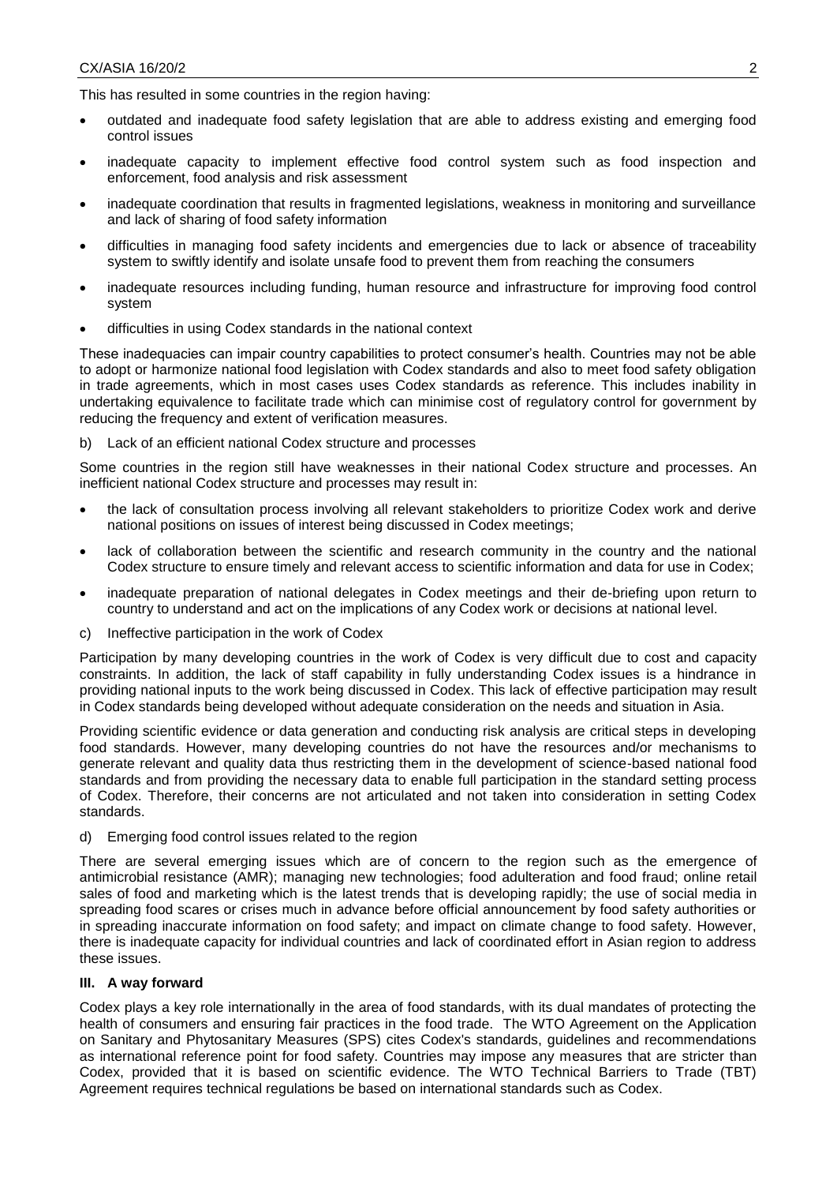This has resulted in some countries in the region having:

- outdated and inadequate food safety legislation that are able to address existing and emerging food control issues
- inadequate capacity to implement effective food control system such as food inspection and enforcement, food analysis and risk assessment
- inadequate coordination that results in fragmented legislations, weakness in monitoring and surveillance and lack of sharing of food safety information
- difficulties in managing food safety incidents and emergencies due to lack or absence of traceability system to swiftly identify and isolate unsafe food to prevent them from reaching the consumers
- inadequate resources including funding, human resource and infrastructure for improving food control system
- difficulties in using Codex standards in the national context

These inadequacies can impair country capabilities to protect consumer's health. Countries may not be able to adopt or harmonize national food legislation with Codex standards and also to meet food safety obligation in trade agreements, which in most cases uses Codex standards as reference. This includes inability in undertaking equivalence to facilitate trade which can minimise cost of regulatory control for government by reducing the frequency and extent of verification measures.

b) Lack of an efficient national Codex structure and processes

Some countries in the region still have weaknesses in their national Codex structure and processes. An inefficient national Codex structure and processes may result in:

- the lack of consultation process involving all relevant stakeholders to prioritize Codex work and derive national positions on issues of interest being discussed in Codex meetings;
- lack of collaboration between the scientific and research community in the country and the national Codex structure to ensure timely and relevant access to scientific information and data for use in Codex;
- inadequate preparation of national delegates in Codex meetings and their de-briefing upon return to country to understand and act on the implications of any Codex work or decisions at national level.

c) Ineffective participation in the work of Codex

Participation by many developing countries in the work of Codex is very difficult due to cost and capacity constraints. In addition, the lack of staff capability in fully understanding Codex issues is a hindrance in providing national inputs to the work being discussed in Codex. This lack of effective participation may result in Codex standards being developed without adequate consideration on the needs and situation in Asia.

Providing scientific evidence or data generation and conducting risk analysis are critical steps in developing food standards. However, many developing countries do not have the resources and/or mechanisms to generate relevant and quality data thus restricting them in the development of science-based national food standards and from providing the necessary data to enable full participation in the standard setting process of Codex. Therefore, their concerns are not articulated and not taken into consideration in setting Codex standards.

d) Emerging food control issues related to the region

There are several emerging issues which are of concern to the region such as the emergence of antimicrobial resistance (AMR); managing new technologies; food adulteration and food fraud; online retail sales of food and marketing which is the latest trends that is developing rapidly; the use of social media in spreading food scares or crises much in advance before official announcement by food safety authorities or in spreading inaccurate information on food safety; and impact on climate change to food safety. However, there is inadequate capacity for individual countries and lack of coordinated effort in Asian region to address these issues.

## III. A way forward

Codex plays a key role internationally in the area of food standards, with its dual mandates of protecting the health of consumers and ensuring fair practices in the food trade. The WTO Agreement on the Application on Sanitary and Phytosanitary Measures (SPS) cites Codex's standards, guidelines and recommendations as international reference point for food safety. Countries may impose any measures that are stricter than Codex, provided that it is based on scientific evidence. The WTO Technical Barriers to Trade (TBT) Agreement requires technical regulations be based on international standards such as Codex.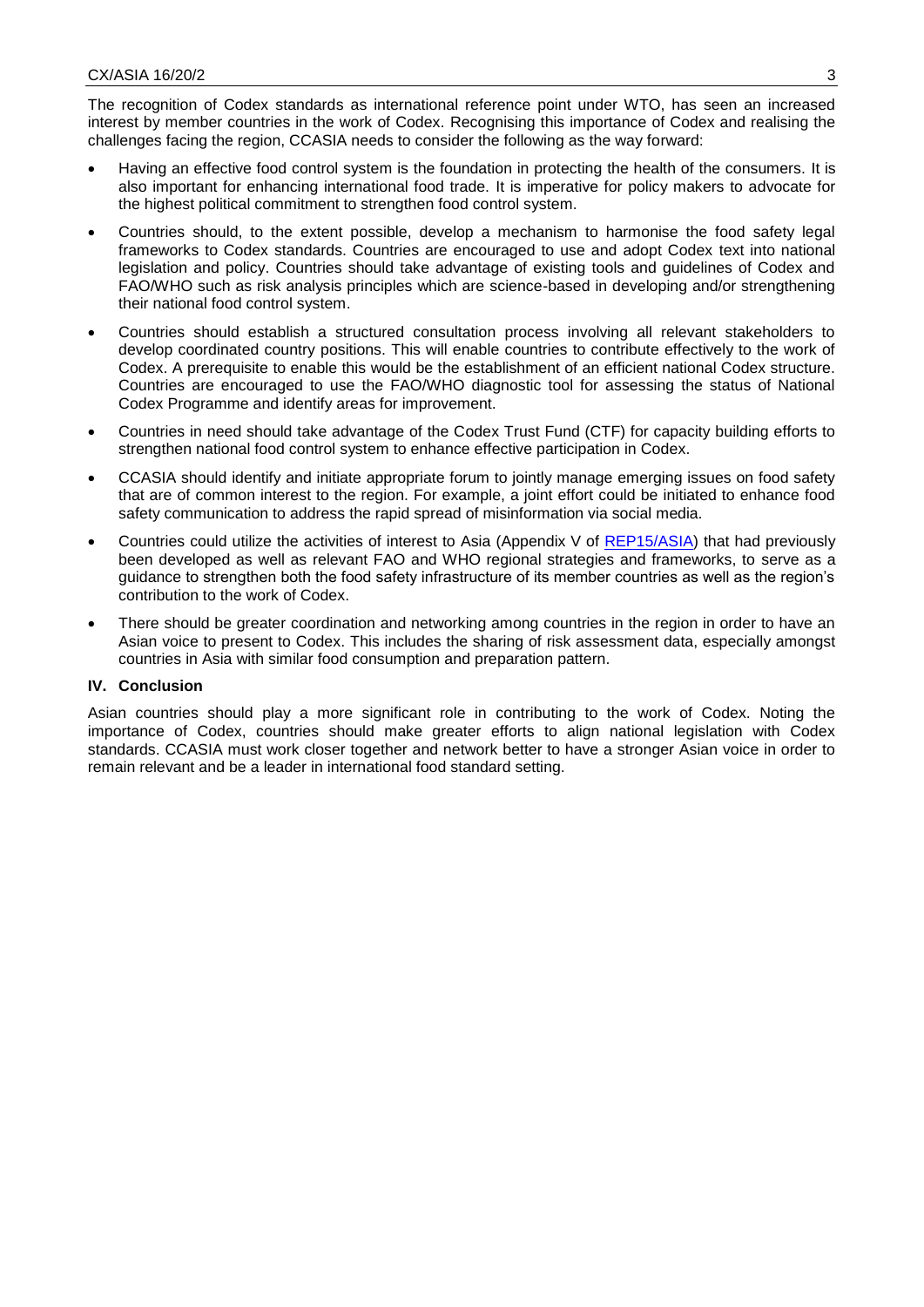The recognition of Codex standards as international reference point under WTO, has seen an increased interest by member countries in the work of Codex. Recognising this importance of Codex and realising the challenges facing the region, CCASIA needs to consider the following as the way forward:

- Having an effective food control system is the foundation in protecting the health of the consumers. It is also important for enhancing international food trade. It is imperative for policy makers to advocate for the highest political commitment to strengthen food control system.
- Countries should, to the extent possible, develop a mechanism to harmonise the food safety legal frameworks to Codex standards. Countries are encouraged to use and adopt Codex text into national legislation and policy. Countries should take advantage of existing tools and guidelines of Codex and FAO/WHO such as risk analysis principles which are science-based in developing and/or strengthening their national food control system.
- Countries should establish a structured consultation process involving all relevant stakeholders to develop coordinated country positions. This will enable countries to contribute effectively to the work of Codex. A prerequisite to enable this would be the establishment of an efficient national Codex structure. Countries are encouraged to use the FAO/WHO diagnostic tool for assessing the status of National Codex Programme and identify areas for improvement.
- Countries in need should take advantage of the Codex Trust Fund (CTF) for capacity building efforts to strengthen national food control system to enhance effective participation in Codex.
- CCASIA should identify and initiate appropriate forum to jointly manage emerging issues on food safety that are of common interest to the region. For example, a joint effort could be initiated to enhance food safety communication to address the rapid spread of misinformation via social media.
- Countries could utilize the activities of interest to Asia (Appendix V of REP15/ASIA) that had previously been developed as well as relevant FAO and WHO regional strategies and frameworks, to serve as a guidance to strengthen both the food safety infrastructure of its member countries as well as the region's contribution to the work of Codex.
- There should be greater coordination and networking among countries in the region in order to have an Asian voice to present to Codex. This includes the sharing of risk assessment data, especially amongst countries in Asia with similar food consumption and preparation pattern.

## IV. Conclusion

Asian countries should play a more significant role in contributing to the work of Codex. Noting the importance of Codex, countries should make greater efforts to align national legislation with Codex standards. CCASIA must work closer together and network better to have a stronger Asian voice in order to remain relevant and be a leader in international food standard setting.